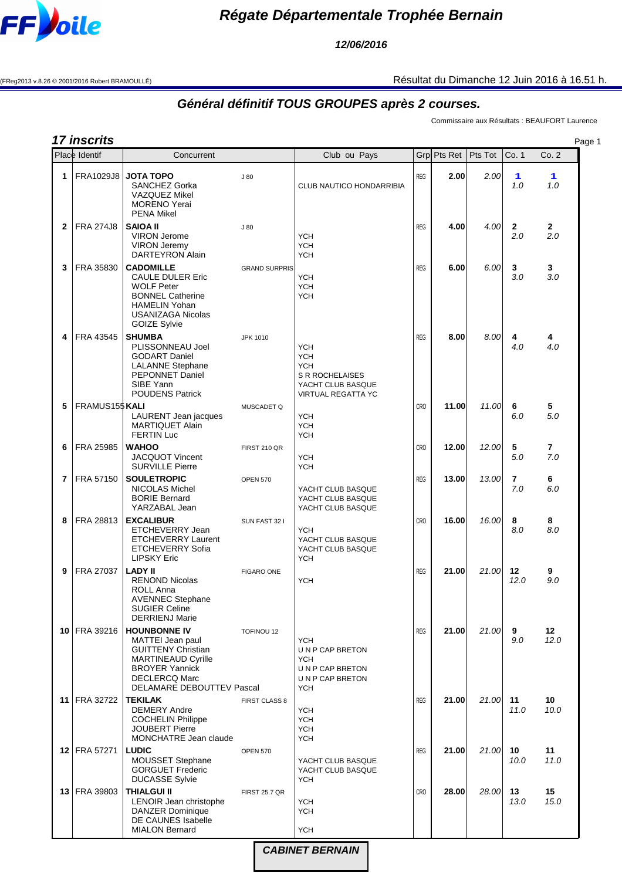# Régate Départementale Trophée Bernain

**12/06/2016**

(FReg2013 v.8.26 © 2001/2016 Robert BRAMOULLÉ)

Résultat du Dimanche 12 Juin 2016 à 16.51 h.

## Général définitif TOUS GROUPES après 2 courses.

Commissaire aux Résultats : BEAUFORT Laurence

**17 inscrits**

| Place | Identif | Concurrent | | Club ou Pays | Grp | Pts Ret | Pts Tot | Co. 1 | Co. 2 |
|---|---|---|---|---|---|---|---|---|---|
| 1 | FRA1029J8 | **JOTA TOPO**<br>SANCHEZ Gorka<br>VAZQUEZ Mikel<br>MORENO Yerai<br>PENA Mikel | J 80 | <br>CLUB NAUTICO HONDARRIBIA | REG | **2.00** | *2.00* | **1**<br>*1.0* | **1**<br>*1.0* |
| 2 | FRA 274J8 | **SAIOA II**<br>VIRON Jerome<br>VIRON Jeremy<br>DARTEYRON Alain | J 80 | <br>YCH<br>YCH<br>YCH | REG | **4.00** | *4.00* | **2**<br>*2.0* | **2**<br>*2.0* |
| 3 | FRA 35830 | **CADOMILLE**<br>CAULE DULER Eric<br>WOLF Peter<br>BONNEL Catherine<br>HAMELIN Yohan<br>USANIZAGA Nicolas<br>GOIZE Sylvie | GRAND SURPRIS | <br>YCH<br>YCH<br>YCH | REG | **6.00** | *6.00* | **3**<br>*3.0* | **3**<br>*3.0* |
| 4 | FRA 43545 | **SHUMBA**<br>PLISSONNEAU Joel<br>GODART Daniel<br>LALANNE Stephane<br>PEPONNET Daniel<br>SIBE Yann<br>POUDENS Patrick | JPK 1010 | <br>YCH<br>YCH<br>YCH<br>S R ROCHELAISES<br>YACHT CLUB BASQUE<br>VIRTUAL REGATTA YC | REG | **8.00** | *8.00* | **4**<br>*4.0* | **4**<br>*4.0* |
| 5 | FRAMUS155 | **KALI**<br>LAURENT Jean jacques<br>MARTIQUET Alain<br>FERTIN Luc | MUSCADET Q | <br>YCH<br>YCH<br>YCH | CRO | **11.00** | *11.00* | **6**<br>*6.0* | **5**<br>*5.0* |
| 6 | FRA 25985 | **WAHOO**<br>JACQUOT Vincent<br>SURVILLE Pierre | FIRST 210 QR | <br>YCH<br>YCH | CRO | **12.00** | *12.00* | **5**<br>*5.0* | **7**<br>*7.0* |
| 7 | FRA 57150 | **SOULETROPIC**<br>NICOLAS Michel<br>BORIE Bernard<br>YARZABAL Jean | OPEN 570 | <br>YACHT CLUB BASQUE<br>YACHT CLUB BASQUE<br>YACHT CLUB BASQUE | REG | **13.00** | *13.00* | **7**<br>*7.0* | **6**<br>*6.0* |
| 8 | FRA 28813 | **EXCALIBUR**<br>ETCHEVERRY Jean<br>ETCHEVERRY Laurent<br>ETCHEVERRY Sofia<br>LIPSKY Eric | SUN FAST 32 I | <br>YCH<br>YACHT CLUB BASQUE<br>YACHT CLUB BASQUE<br>YCH | CRO | **16.00** | *16.00* | **8**<br>*8.0* | **8**<br>*8.0* |
| 9 | FRA 27037 | **LADY II**<br>RENOND Nicolas<br>ROLL Anna<br>AVENNEC Stephane<br>SUGIER Celine<br>DERRIENJ Marie | FIGARO ONE | <br>YCH | REG | **21.00** | *21.00* | **12**<br>*12.0* | **9**<br>*9.0* |
| 10 | FRA 39216 | **HOUNBONNE IV**<br>MATTEI Jean paul<br>GUITTENY Christian<br>MARTINEAUD Cyrille<br>BROYER Yannick<br>DECLERCQ Marc<br>DELAMARE DEBOUTTEV Pascal | TOFINOU 12 | <br>YCH<br>U N P CAP BRETON<br>YCH<br>U N P CAP BRETON<br>U N P CAP BRETON<br>YCH | REG | **21.00** | *21.00* | **9**<br>*9.0* | **12**<br>*12.0* |
| 11 | FRA 32722 | **TEKILAK**<br>DEMERY Andre<br>COCHELIN Philippe<br>JOUBERT Pierre<br>MONCHATRE Jean claude | FIRST CLASS 8 | <br>YCH<br>YCH<br>YCH<br>YCH | REG | **21.00** | *21.00* | **11**<br>*11.0* | **10**<br>*10.0* |
| 12 | FRA 57271 | **LUDIC**<br>MOUSSET Stephane<br>GORGUET Frederic<br>DUCASSE Sylvie | OPEN 570 | <br>YACHT CLUB BASQUE<br>YACHT CLUB BASQUE<br>YCH | REG | **21.00** | *21.00* | **10**<br>*10.0* | **11**<br>*11.0* |
| 13 | FRA 39803 | **THIALGUI II**<br>LENOIR Jean christophe<br>DANZER Dominique<br>DE CAUNES Isabelle<br>MIALON Bernard | FIRST 25.7 QR | <br>YCH<br>YCH<br><br>YCH | CRO | **28.00** | *28.00* | **13**<br>*13.0* | **15**<br>*15.0* |

**CABINET BERNAIN**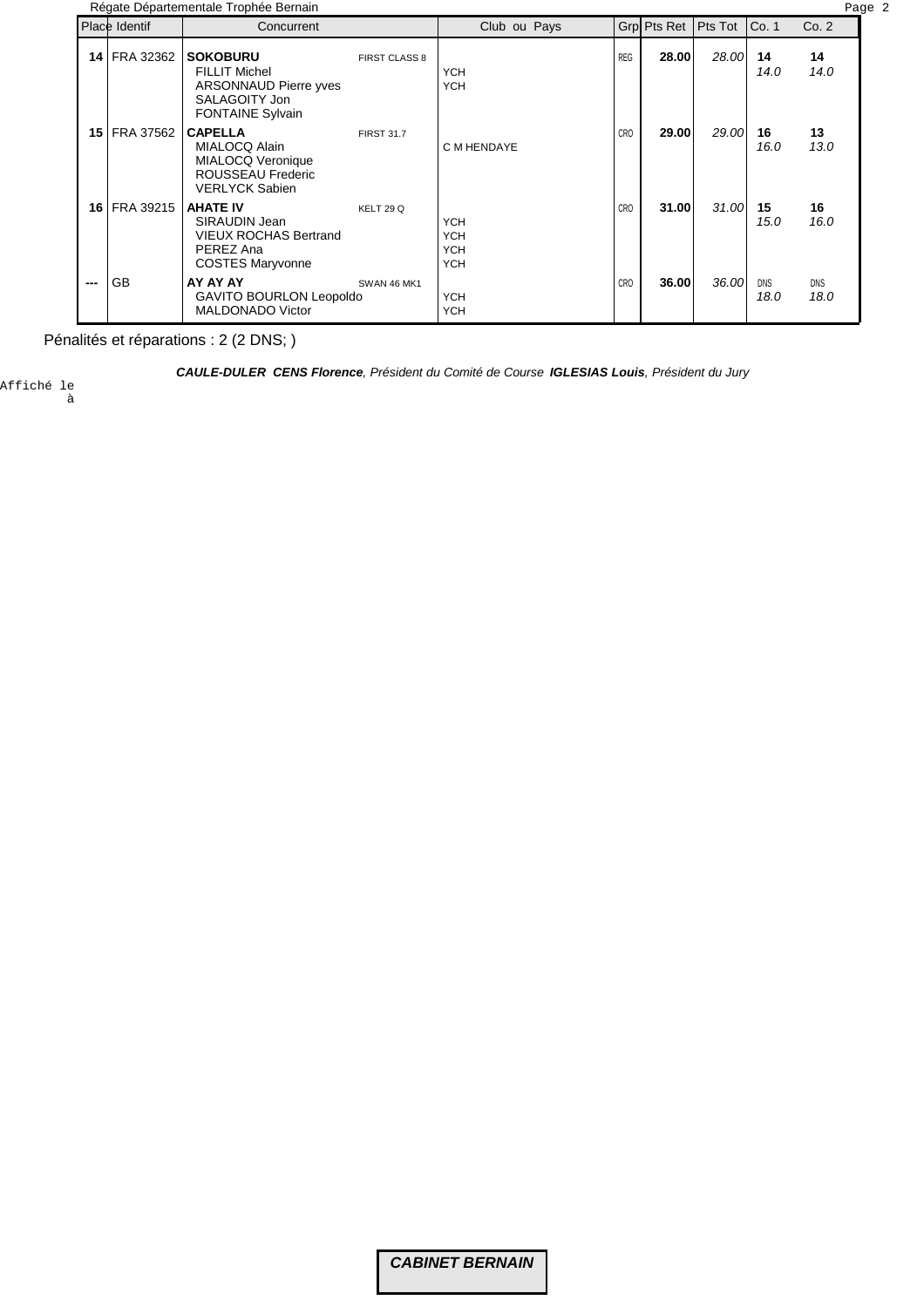Régate Départementale Trophée Bernain

| Place | Identif | Concurrent | | Club ou Pays | Grp | Pts Ret | Pts Tot | Co. 1 | Co. 2 |
|---|---|---|---|---|---|---|---|---|---|
| **14** | FRA 32362 | **SOKOBURU** | FIRST CLASS 8 | | REG | **28.00** | *28.00* | **14** | **14** |
| | | FILLIT Michel | | YCH | | | | *14.0* | *14.0* |
| | | ARSONNAUD Pierre yves | | YCH | | | | | |
| | | SALAGOITY Jon | | | | | | | |
| | | FONTAINE Sylvain | | | | | | | |
| **15** | FRA 37562 | **CAPELLA** | FIRST 31.7 | | CRO | **29.00** | *29.00* | **16** | **13** |
| | | MIALOCQ Alain | | C M HENDAYE | | | | *16.0* | *13.0* |
| | | MIALOCQ Veronique | | | | | | | |
| | | ROUSSEAU Frederic | | | | | | | |
| | | VERLYCK Sabien | | | | | | | |
| **16** | FRA 39215 | **AHATE IV** | KELT 29 Q | | CRO | **31.00** | *31.00* | **15** | **16** |
| | | SIRAUDIN Jean | | YCH | | | | *15.0* | *16.0* |
| | | VIEUX ROCHAS Bertrand | | YCH | | | | | |
| | | PEREZ Ana | | YCH | | | | | |
| | | COSTES Maryvonne | | YCH | | | | | |
| **---** | GB | **AY AY AY** | SWAN 46 MK1 | | CRO | **36.00** | *36.00* | DNS | DNS |
| | | GAVITO BOURLON Leopoldo | | YCH | | | | *18.0* | *18.0* |
| | | MALDONADO Victor | | YCH | | | | | |

Pénalités et réparations : 2 (2 DNS; )

***CAULE-DULER CENS Florence**, Président du Comité de Course **IGLESIAS Louis**, Président du Jury*

Affiché le
à

**CABINET BERNAIN**